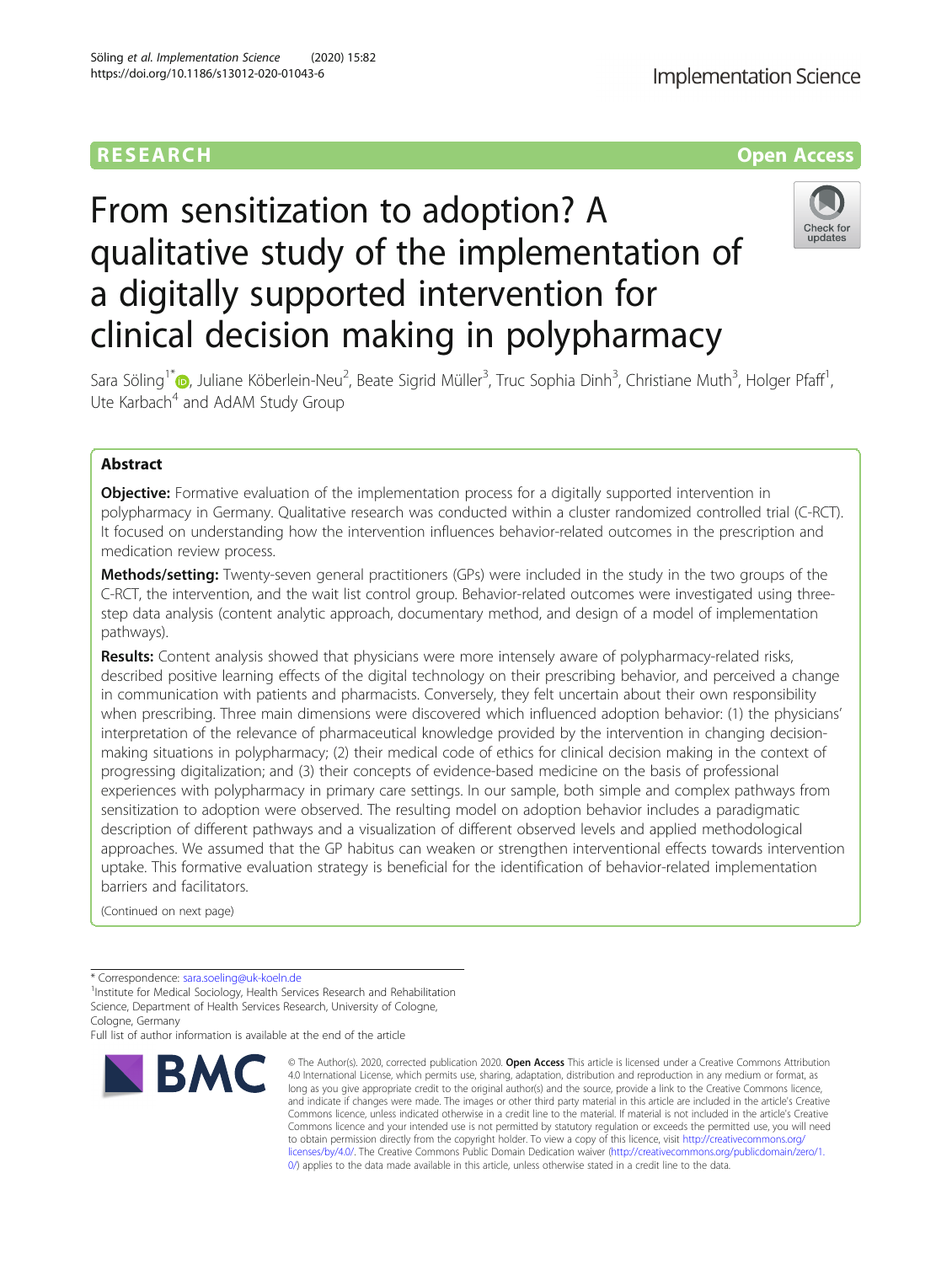RESEARCH

Open Access

# From sensitization to adoption? A qualitative study of the implementation of a digitally supported intervention for clinical decision making in polypharmacy

Sara Söling[1*], Juliane Köberlein-Neu[2], Beate Sigrid Müller[3], Truc Sophia Dinh[3], Christiane Muth[3], Holger Pfaff[1], Ute Karbach[4] and AdAM Study Group

## Abstract

**Objective:** Formative evaluation of the implementation process for a digitally supported intervention in polypharmacy in Germany. Qualitative research was conducted within a cluster randomized controlled trial (C-RCT). It focused on understanding how the intervention influences behavior-related outcomes in the prescription and medication review process.

**Methods/setting:** Twenty-seven general practitioners (GPs) were included in the study in the two groups of the C-RCT, the intervention, and the wait list control group. Behavior-related outcomes were investigated using three-step data analysis (content analytic approach, documentary method, and design of a model of implementation pathways).

**Results:** Content analysis showed that physicians were more intensely aware of polypharmacy-related risks, described positive learning effects of the digital technology on their prescribing behavior, and perceived a change in communication with patients and pharmacists. Conversely, they felt uncertain about their own responsibility when prescribing. Three main dimensions were discovered which influenced adoption behavior: (1) the physicians' interpretation of the relevance of pharmaceutical knowledge provided by the intervention in changing decision-making situations in polypharmacy; (2) their medical code of ethics for clinical decision making in the context of progressing digitalization; and (3) their concepts of evidence-based medicine on the basis of professional experiences with polypharmacy in primary care settings. In our sample, both simple and complex pathways from sensitization to adoption were observed. The resulting model on adoption behavior includes a paradigmatic description of different pathways and a visualization of different observed levels and applied methodological approaches. We assumed that the GP habitus can weaken or strengthen interventional effects towards intervention uptake. This formative evaluation strategy is beneficial for the identification of behavior-related implementation barriers and facilitators.

(Continued on next page)

* Correspondence: sara.soeling@uk-koeln.de

[1]Institute for Medical Sociology, Health Services Research and Rehabilitation Science, Department of Health Services Research, University of Cologne, Cologne, Germany

Full list of author information is available at the end of the article

© The Author(s). 2020, corrected publication 2020. **Open Access** This article is licensed under a Creative Commons Attribution 4.0 International License, which permits use, sharing, adaptation, distribution and reproduction in any medium or format, as long as you give appropriate credit to the original author(s) and the source, provide a link to the Creative Commons licence, and indicate if changes were made. The images or other third party material in this article are included in the article's Creative Commons licence, unless indicated otherwise in a credit line to the material. If material is not included in the article's Creative Commons licence and your intended use is not permitted by statutory regulation or exceeds the permitted use, you will need to obtain permission directly from the copyright holder. To view a copy of this licence, visit http://creativecommons.org/licenses/by/4.0/. The Creative Commons Public Domain Dedication waiver (http://creativecommons.org/publicdomain/zero/1.0/) applies to the data made available in this article, unless otherwise stated in a credit line to the data.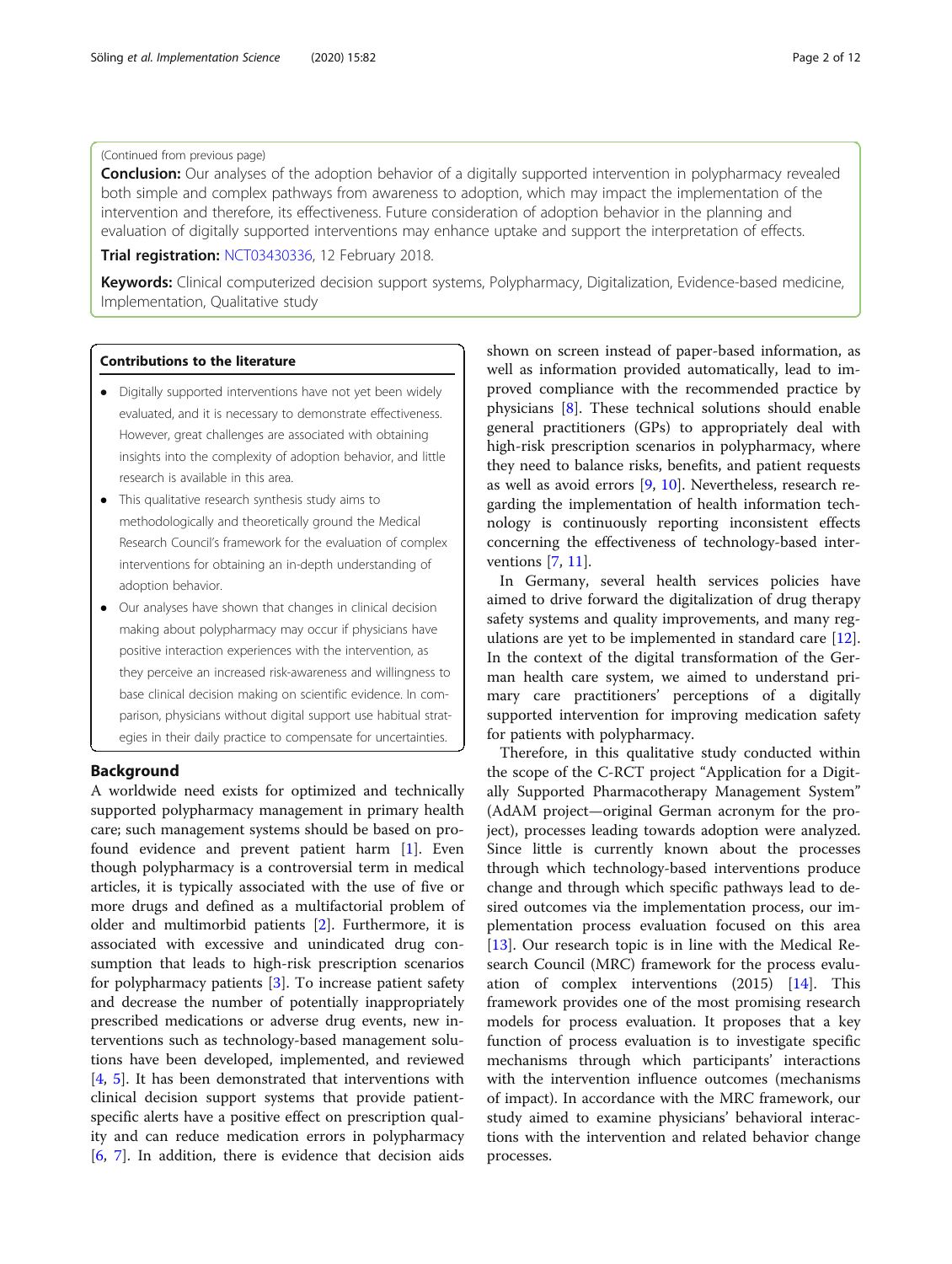(Continued from previous page)

**Conclusion:** Our analyses of the adoption behavior of a digitally supported intervention in polypharmacy revealed both simple and complex pathways from awareness to adoption, which may impact the implementation of the intervention and therefore, its effectiveness. Future consideration of adoption behavior in the planning and evaluation of digitally supported interventions may enhance uptake and support the interpretation of effects.

**Trial registration:** NCT03430336, 12 February 2018.

**Keywords:** Clinical computerized decision support systems, Polypharmacy, Digitalization, Evidence-based medicine, Implementation, Qualitative study

**Contributions to the literature**

- Digitally supported interventions have not yet been widely evaluated, and it is necessary to demonstrate effectiveness. However, great challenges are associated with obtaining insights into the complexity of adoption behavior, and little research is available in this area.
- This qualitative research synthesis study aims to methodologically and theoretically ground the Medical Research Council's framework for the evaluation of complex interventions for obtaining an in-depth understanding of adoption behavior.
- Our analyses have shown that changes in clinical decision making about polypharmacy may occur if physicians have positive interaction experiences with the intervention, as they perceive an increased risk-awareness and willingness to base clinical decision making on scientific evidence. In comparison, physicians without digital support use habitual strategies in their daily practice to compensate for uncertainties.

## Background

A worldwide need exists for optimized and technically supported polypharmacy management in primary health care; such management systems should be based on profound evidence and prevent patient harm [1]. Even though polypharmacy is a controversial term in medical articles, it is typically associated with the use of five or more drugs and defined as a multifactorial problem of older and multimorbid patients [2]. Furthermore, it is associated with excessive and unindicated drug consumption that leads to high-risk prescription scenarios for polypharmacy patients [3]. To increase patient safety and decrease the number of potentially inappropriately prescribed medications or adverse drug events, new interventions such as technology-based management solutions have been developed, implemented, and reviewed [4, 5]. It has been demonstrated that interventions with clinical decision support systems that provide patient-specific alerts have a positive effect on prescription quality and can reduce medication errors in polypharmacy [6, 7]. In addition, there is evidence that decision aids shown on screen instead of paper-based information, as well as information provided automatically, lead to improved compliance with the recommended practice by physicians [8]. These technical solutions should enable general practitioners (GPs) to appropriately deal with high-risk prescription scenarios in polypharmacy, where they need to balance risks, benefits, and patient requests as well as avoid errors [9, 10]. Nevertheless, research regarding the implementation of health information technology is continuously reporting inconsistent effects concerning the effectiveness of technology-based interventions [7, 11].

In Germany, several health services policies have aimed to drive forward the digitalization of drug therapy safety systems and quality improvements, and many regulations are yet to be implemented in standard care [12]. In the context of the digital transformation of the German health care system, we aimed to understand primary care practitioners' perceptions of a digitally supported intervention for improving medication safety for patients with polypharmacy.

Therefore, in this qualitative study conducted within the scope of the C-RCT project "Application for a Digitally Supported Pharmacotherapy Management System" (AdAM project—original German acronym for the project), processes leading towards adoption were analyzed. Since little is currently known about the processes through which technology-based interventions produce change and through which specific pathways lead to desired outcomes via the implementation process, our implementation process evaluation focused on this area [13]. Our research topic is in line with the Medical Research Council (MRC) framework for the process evaluation of complex interventions (2015) [14]. This framework provides one of the most promising research models for process evaluation. It proposes that a key function of process evaluation is to investigate specific mechanisms through which participants' interactions with the intervention influence outcomes (mechanisms of impact). In accordance with the MRC framework, our study aimed to examine physicians' behavioral interactions with the intervention and related behavior change processes.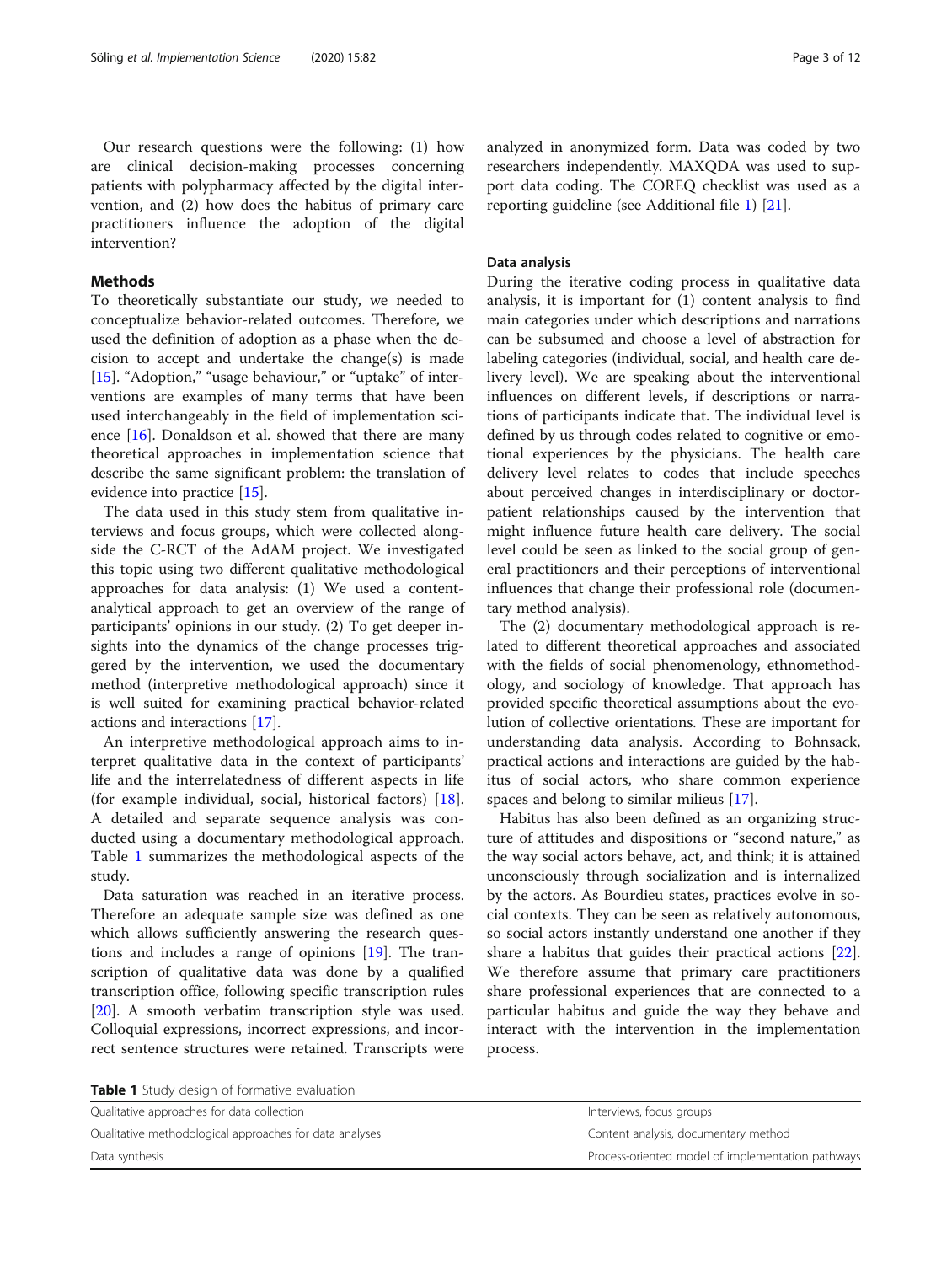Our research questions were the following: (1) how are clinical decision-making processes concerning patients with polypharmacy affected by the digital intervention, and (2) how does the habitus of primary care practitioners influence the adoption of the digital intervention?

## Methods

To theoretically substantiate our study, we needed to conceptualize behavior-related outcomes. Therefore, we used the definition of adoption as a phase when the decision to accept and undertake the change(s) is made [15]. "Adoption," "usage behaviour," or "uptake" of interventions are examples of many terms that have been used interchangeably in the field of implementation science [16]. Donaldson et al. showed that there are many theoretical approaches in implementation science that describe the same significant problem: the translation of evidence into practice [15].

The data used in this study stem from qualitative interviews and focus groups, which were collected alongside the C-RCT of the AdAM project. We investigated this topic using two different qualitative methodological approaches for data analysis: (1) We used a content-analytical approach to get an overview of the range of participants' opinions in our study. (2) To get deeper insights into the dynamics of the change processes triggered by the intervention, we used the documentary method (interpretive methodological approach) since it is well suited for examining practical behavior-related actions and interactions [17].

An interpretive methodological approach aims to interpret qualitative data in the context of participants' life and the interrelatedness of different aspects in life (for example individual, social, historical factors) [18]. A detailed and separate sequence analysis was conducted using a documentary methodological approach. Table 1 summarizes the methodological aspects of the study.

Data saturation was reached in an iterative process. Therefore an adequate sample size was defined as one which allows sufficiently answering the research questions and includes a range of opinions [19]. The transcription of qualitative data was done by a qualified transcription office, following specific transcription rules [20]. A smooth verbatim transcription style was used. Colloquial expressions, incorrect expressions, and incorrect sentence structures were retained. Transcripts were analyzed in anonymized form. Data was coded by two researchers independently. MAXQDA was used to support data coding. The COREQ checklist was used as a reporting guideline (see Additional file 1) [21].

### Data analysis

During the iterative coding process in qualitative data analysis, it is important for (1) content analysis to find main categories under which descriptions and narrations can be subsumed and choose a level of abstraction for labeling categories (individual, social, and health care delivery level). We are speaking about the interventional influences on different levels, if descriptions or narrations of participants indicate that. The individual level is defined by us through codes related to cognitive or emotional experiences by the physicians. The health care delivery level relates to codes that include speeches about perceived changes in interdisciplinary or doctor-patient relationships caused by the intervention that might influence future health care delivery. The social level could be seen as linked to the social group of general practitioners and their perceptions of interventional influences that change their professional role (documentary method analysis).

The (2) documentary methodological approach is related to different theoretical approaches and associated with the fields of social phenomenology, ethnomethodology, and sociology of knowledge. That approach has provided specific theoretical assumptions about the evolution of collective orientations. These are important for understanding data analysis. According to Bohnsack, practical actions and interactions are guided by the habitus of social actors, who share common experience spaces and belong to similar milieus [17].

Habitus has also been defined as an organizing structure of attitudes and dispositions or "second nature," as the way social actors behave, act, and think; it is attained unconsciously through socialization and is internalized by the actors. As Bourdieu states, practices evolve in social contexts. They can be seen as relatively autonomous, so social actors instantly understand one another if they share a habitus that guides their practical actions [22]. We therefore assume that primary care practitioners share professional experiences that are connected to a particular habitus and guide the way they behave and interact with the intervention in the implementation process.

**Table 1** Study design of formative evaluation

| | |
|---|---|
| Qualitative approaches for data collection | Interviews, focus groups |
| Qualitative methodological approaches for data analyses | Content analysis, documentary method |
| Data synthesis | Process-oriented model of implementation pathways |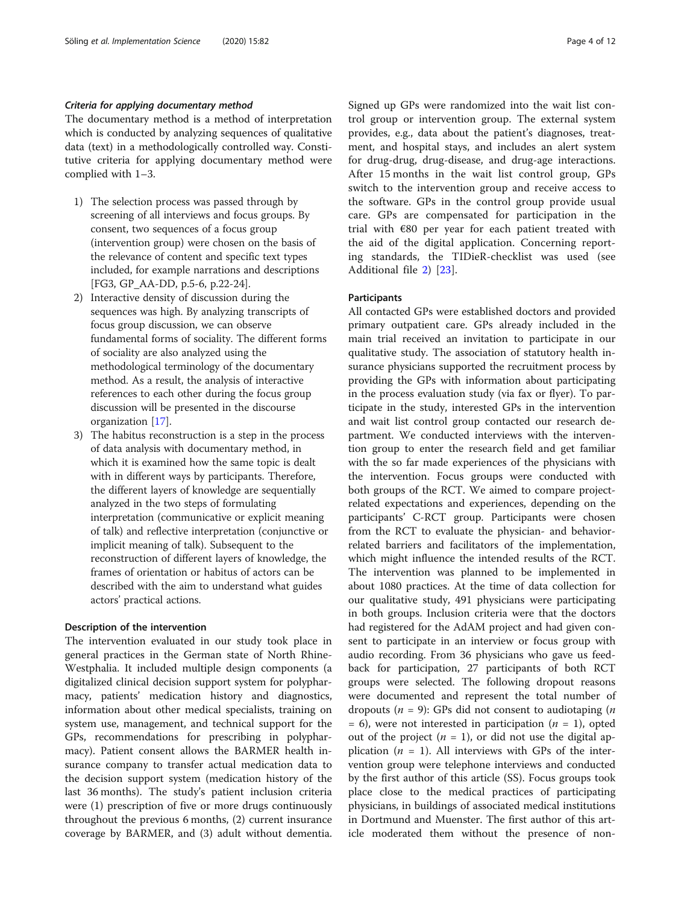#### *Criteria for applying documentary method*

The documentary method is a method of interpretation which is conducted by analyzing sequences of qualitative data (text) in a methodologically controlled way. Constitutive criteria for applying documentary method were complied with 1–3.

1) The selection process was passed through by screening of all interviews and focus groups. By consent, two sequences of a focus group (intervention group) were chosen on the basis of the relevance of content and specific text types included, for example narrations and descriptions [FG3, GP_AA-DD, p.5-6, p.22-24].
2) Interactive density of discussion during the sequences was high. By analyzing transcripts of focus group discussion, we can observe fundamental forms of sociality. The different forms of sociality are also analyzed using the methodological terminology of the documentary method. As a result, the analysis of interactive references to each other during the focus group discussion will be presented in the discourse organization [17].
3) The habitus reconstruction is a step in the process of data analysis with documentary method, in which it is examined how the same topic is dealt with in different ways by participants. Therefore, the different layers of knowledge are sequentially analyzed in the two steps of formulating interpretation (communicative or explicit meaning of talk) and reflective interpretation (conjunctive or implicit meaning of talk). Subsequent to the reconstruction of different layers of knowledge, the frames of orientation or habitus of actors can be described with the aim to understand what guides actors' practical actions.

### Description of the intervention

The intervention evaluated in our study took place in general practices in the German state of North Rhine-Westphalia. It included multiple design components (a digitalized clinical decision support system for polypharmacy, patients' medication history and diagnostics, information about other medical specialists, training on system use, management, and technical support for the GPs, recommendations for prescribing in polypharmacy). Patient consent allows the BARMER health insurance company to transfer actual medication data to the decision support system (medication history of the last 36 months). The study's patient inclusion criteria were (1) prescription of five or more drugs continuously throughout the previous 6 months, (2) current insurance coverage by BARMER, and (3) adult without dementia. Signed up GPs were randomized into the wait list control group or intervention group. The external system provides, e.g., data about the patient's diagnoses, treatment, and hospital stays, and includes an alert system for drug-drug, drug-disease, and drug-age interactions. After 15 months in the wait list control group, GPs switch to the intervention group and receive access to the software. GPs in the control group provide usual care. GPs are compensated for participation in the trial with €80 per year for each patient treated with the aid of the digital application. Concerning reporting standards, the TIDieR-checklist was used (see Additional file 2) [23].

### Participants

All contacted GPs were established doctors and provided primary outpatient care. GPs already included in the main trial received an invitation to participate in our qualitative study. The association of statutory health insurance physicians supported the recruitment process by providing the GPs with information about participating in the process evaluation study (via fax or flyer). To participate in the study, interested GPs in the intervention and wait list control group contacted our research department. We conducted interviews with the intervention group to enter the research field and get familiar with the so far made experiences of the physicians with the intervention. Focus groups were conducted with both groups of the RCT. We aimed to compare project-related expectations and experiences, depending on the participants' C-RCT group. Participants were chosen from the RCT to evaluate the physician- and behavior-related barriers and facilitators of the implementation, which might influence the intended results of the RCT. The intervention was planned to be implemented in about 1080 practices. At the time of data collection for our qualitative study, 491 physicians were participating in both groups. Inclusion criteria were that the doctors had registered for the AdAM project and had given consent to participate in an interview or focus group with audio recording. From 36 physicians who gave us feedback for participation, 27 participants of both RCT groups were selected. The following dropout reasons were documented and represent the total number of dropouts ($n$ = 9): GPs did not consent to audiotaping ($n$ = 6), were not interested in participation ($n$ = 1), opted out of the project ($n$ = 1), or did not use the digital application ($n$ = 1). All interviews with GPs of the intervention group were telephone interviews and conducted by the first author of this article (SS). Focus groups took place close to the medical practices of participating physicians, in buildings of associated medical institutions in Dortmund and Muenster. The first author of this article moderated them without the presence of non-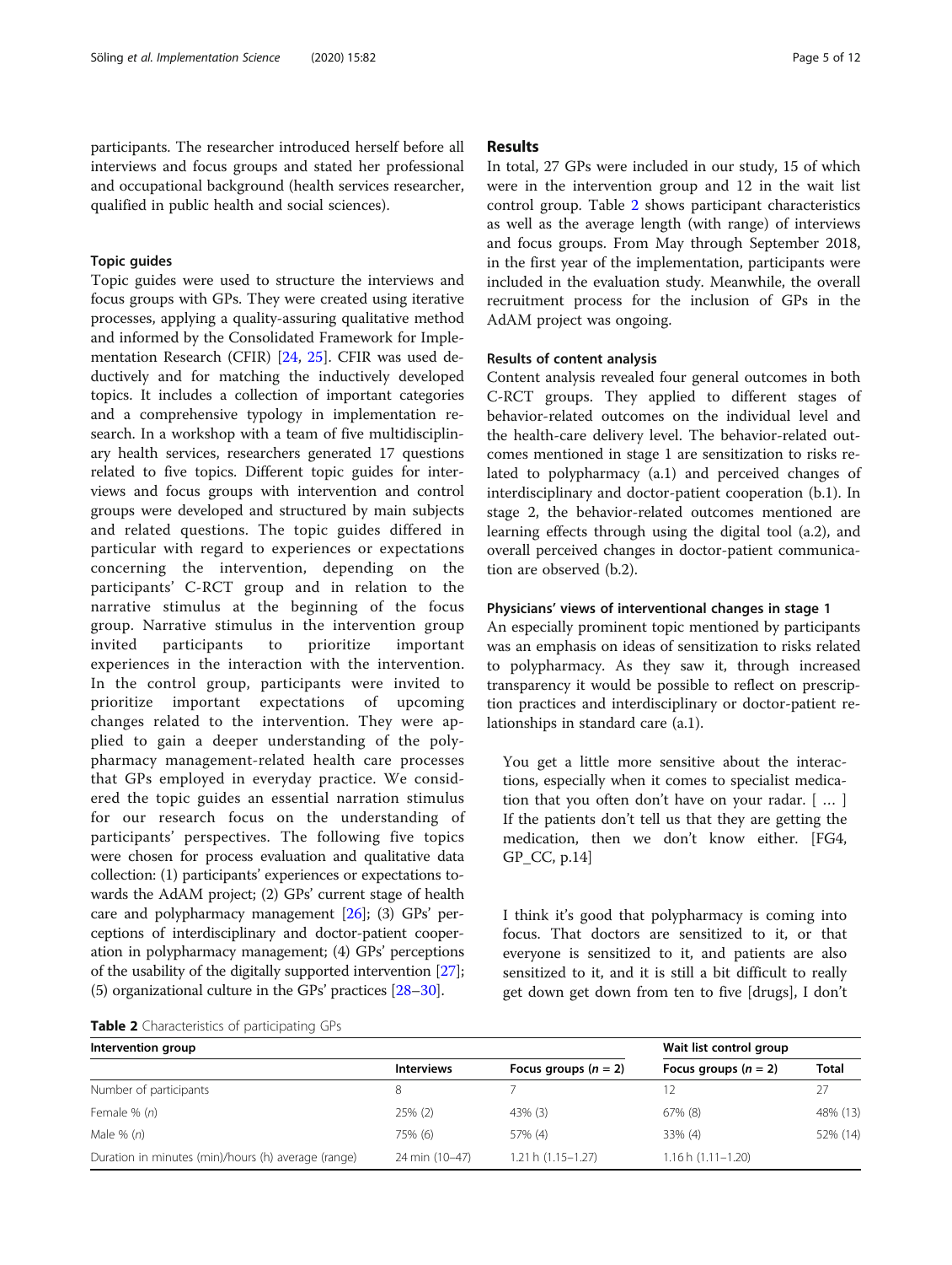participants. The researcher introduced herself before all interviews and focus groups and stated her professional and occupational background (health services researcher, qualified in public health and social sciences).

### Topic guides

Topic guides were used to structure the interviews and focus groups with GPs. They were created using iterative processes, applying a quality-assuring qualitative method and informed by the Consolidated Framework for Implementation Research (CFIR) [24, 25]. CFIR was used deductively and for matching the inductively developed topics. It includes a collection of important categories and a comprehensive typology in implementation research. In a workshop with a team of five multidisciplinary health services, researchers generated 17 questions related to five topics. Different topic guides for interviews and focus groups with intervention and control groups were developed and structured by main subjects and related questions. The topic guides differed in particular with regard to experiences or expectations concerning the intervention, depending on the participants' C-RCT group and in relation to the narrative stimulus at the beginning of the focus group. Narrative stimulus in the intervention group invited participants to prioritize important experiences in the interaction with the intervention. In the control group, participants were invited to prioritize important expectations of upcoming changes related to the intervention. They were applied to gain a deeper understanding of the polypharmacy management-related health care processes that GPs employed in everyday practice. We considered the topic guides an essential narration stimulus for our research focus on the understanding of participants' perspectives. The following five topics were chosen for process evaluation and qualitative data collection: (1) participants' experiences or expectations towards the AdAM project; (2) GPs' current stage of health care and polypharmacy management [26]; (3) GPs' perceptions of interdisciplinary and doctor-patient cooperation in polypharmacy management; (4) GPs' perceptions of the usability of the digitally supported intervention [27]; (5) organizational culture in the GPs' practices [28–30].

**Table 2** Characteristics of participating GPs

| Intervention group | | | Wait list control group | |
|---|---|---|---|---|
| | Interviews | Focus groups ($n$ = 2) | Focus groups ($n$ = 2) | Total |
| Number of participants | 8 | 7 | 12 | 27 |
| Female % ($n$) | 25% (2) | 43% (3) | 67% (8) | 48% (13) |
| Male % ($n$) | 75% (6) | 57% (4) | 33% (4) | 52% (14) |
| Duration in minutes (min)/hours (h) average (range) | 24 min (10–47) | 1.21 h (1.15–1.27) | 1.16 h (1.11–1.20) | |

## Results

In total, 27 GPs were included in our study, 15 of which were in the intervention group and 12 in the wait list control group. Table 2 shows participant characteristics as well as the average length (with range) of interviews and focus groups. From May through September 2018, in the first year of the implementation, participants were included in the evaluation study. Meanwhile, the overall recruitment process for the inclusion of GPs in the AdAM project was ongoing.

### Results of content analysis

Content analysis revealed four general outcomes in both C-RCT groups. They applied to different stages of behavior-related outcomes on the individual level and the health-care delivery level. The behavior-related outcomes mentioned in stage 1 are sensitization to risks related to polypharmacy (a.1) and perceived changes of interdisciplinary and doctor-patient cooperation (b.1). In stage 2, the behavior-related outcomes mentioned are learning effects through using the digital tool (a.2), and overall perceived changes in doctor-patient communication are observed (b.2).

### Physicians' views of interventional changes in stage 1

An especially prominent topic mentioned by participants was an emphasis on ideas of sensitization to risks related to polypharmacy. As they saw it, through increased transparency it would be possible to reflect on prescription practices and interdisciplinary or doctor-patient relationships in standard care (a.1).

> You get a little more sensitive about the interactions, especially when it comes to specialist medication that you often don't have on your radar. [ … ] If the patients don't tell us that they are getting the medication, then we don't know either. [FG4, GP_CC, p.14]

> I think it's good that polypharmacy is coming into focus. That doctors are sensitized to it, or that everyone is sensitized to it, and patients are also sensitized to it, and it is still a bit difficult to really get down get down from ten to five [drugs], I don't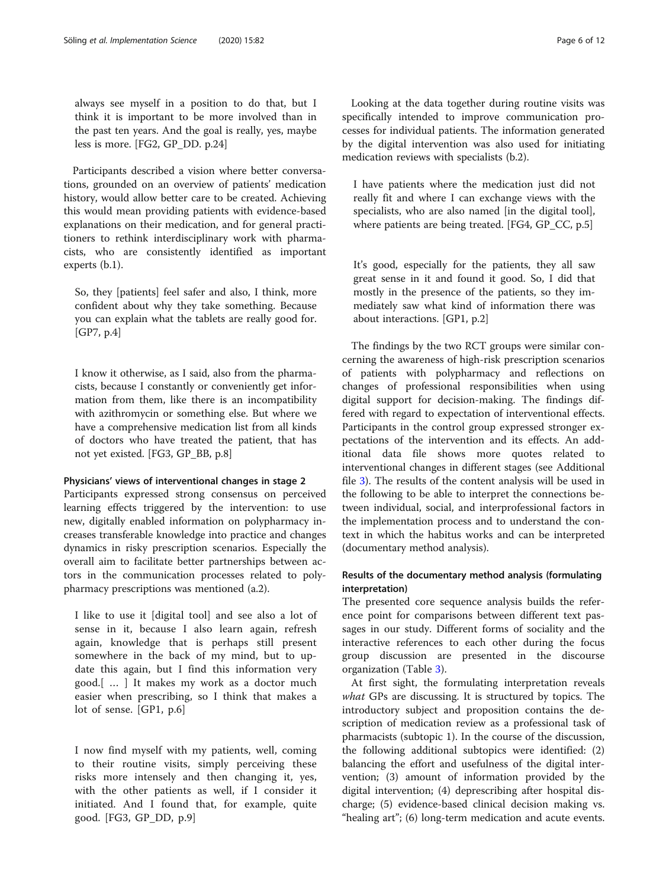always see myself in a position to do that, but I think it is important to be more involved than in the past ten years. And the goal is really, yes, maybe less is more. [FG2, GP_DD. p.24]

Participants described a vision where better conversations, grounded on an overview of patients' medication history, would allow better care to be created. Achieving this would mean providing patients with evidence-based explanations on their medication, and for general practitioners to rethink interdisciplinary work with pharmacists, who are consistently identified as important experts (b.1).

> So, they [patients] feel safer and also, I think, more confident about why they take something. Because you can explain what the tablets are really good for. [GP7, p.4]

> I know it otherwise, as I said, also from the pharmacists, because I constantly or conveniently get information from them, like there is an incompatibility with azithromycin or something else. But where we have a comprehensive medication list from all kinds of doctors who have treated the patient, that has not yet existed. [FG3, GP_BB, p.8]

#### Physicians' views of interventional changes in stage 2

Participants expressed strong consensus on perceived learning effects triggered by the intervention: to use new, digitally enabled information on polypharmacy increases transferable knowledge into practice and changes dynamics in risky prescription scenarios. Especially the overall aim to facilitate better partnerships between actors in the communication processes related to polypharmacy prescriptions was mentioned (a.2).

> I like to use it [digital tool] and see also a lot of sense in it, because I also learn again, refresh again, knowledge that is perhaps still present somewhere in the back of my mind, but to update this again, but I find this information very good.[ … ] It makes my work as a doctor much easier when prescribing, so I think that makes a lot of sense. [GP1, p.6]

> I now find myself with my patients, well, coming to their routine visits, simply perceiving these risks more intensely and then changing it, yes, with the other patients as well, if I consider it initiated. And I found that, for example, quite good. [FG3, GP_DD, p.9]

Looking at the data together during routine visits was specifically intended to improve communication processes for individual patients. The information generated by the digital intervention was also used for initiating medication reviews with specialists (b.2).

> I have patients where the medication just did not really fit and where I can exchange views with the specialists, who are also named [in the digital tool], where patients are being treated. [FG4, GP_CC, p.5]

> It's good, especially for the patients, they all saw great sense in it and found it good. So, I did that mostly in the presence of the patients, so they immediately saw what kind of information there was about interactions. [GP1, p.2]

The findings by the two RCT groups were similar concerning the awareness of high-risk prescription scenarios of patients with polypharmacy and reflections on changes of professional responsibilities when using digital support for decision-making. The findings differed with regard to expectation of interventional effects. Participants in the control group expressed stronger expectations of the intervention and its effects. An additional data file shows more quotes related to interventional changes in different stages (see Additional file 3). The results of the content analysis will be used in the following to be able to interpret the connections between individual, social, and interprofessional factors in the implementation process and to understand the context in which the habitus works and can be interpreted (documentary method analysis).

### Results of the documentary method analysis (formulating interpretation)

The presented core sequence analysis builds the reference point for comparisons between different text passages in our study. Different forms of sociality and the interactive references to each other during the focus group discussion are presented in the discourse organization (Table 3).

At first sight, the formulating interpretation reveals *what* GPs are discussing. It is structured by topics. The introductory subject and proposition contains the description of medication review as a professional task of pharmacists (subtopic 1). In the course of the discussion, the following additional subtopics were identified: (2) balancing the effort and usefulness of the digital intervention; (3) amount of information provided by the digital intervention; (4) deprescribing after hospital discharge; (5) evidence-based clinical decision making vs. "healing art"; (6) long-term medication and acute events.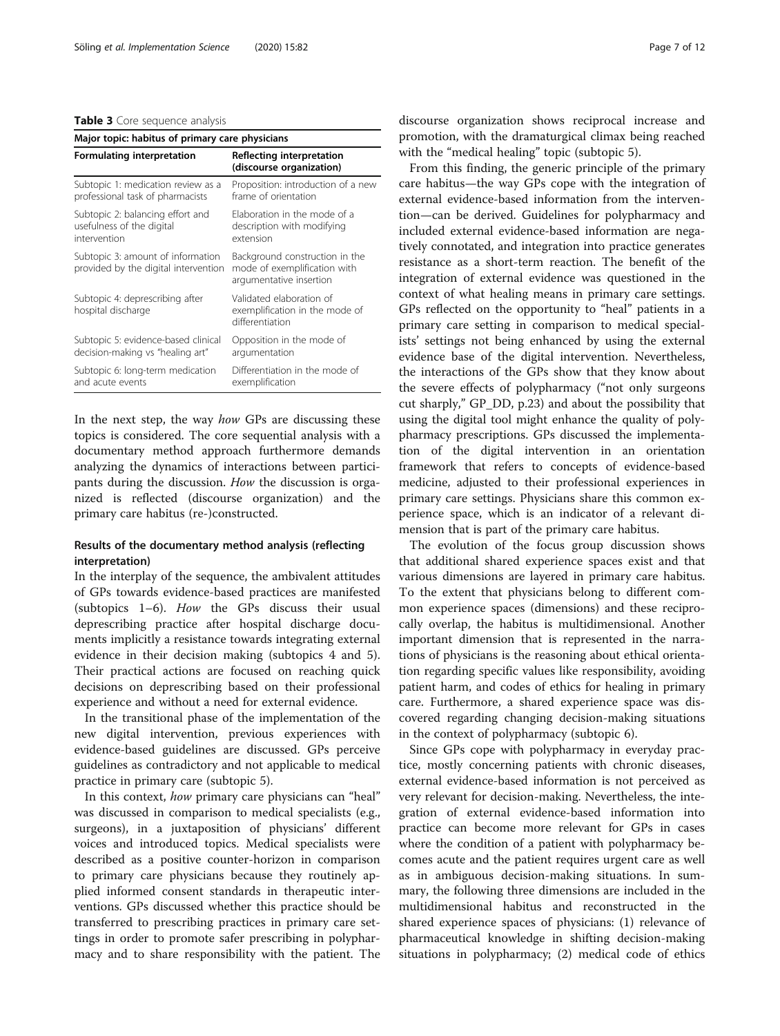**Table 3** Core sequence analysis

| Major topic: habitus of primary care physicians | |
|---|---|
| **Formulating interpretation** | **Reflecting interpretation (discourse organization)** |
| Subtopic 1: medication review as a professional task of pharmacists | Proposition: introduction of a new frame of orientation |
| Subtopic 2: balancing effort and usefulness of the digital intervention | Elaboration in the mode of a description with modifying extension |
| Subtopic 3: amount of information provided by the digital intervention | Background construction in the mode of exemplification with argumentative insertion |
| Subtopic 4: deprescribing after hospital discharge | Validated elaboration of exemplification in the mode of differentiation |
| Subtopic 5: evidence-based clinical decision-making vs "healing art" | Opposition in the mode of argumentation |
| Subtopic 6: long-term medication and acute events | Differentiation in the mode of exemplification |

In the next step, the way *how* GPs are discussing these topics is considered. The core sequential analysis with a documentary method approach furthermore demands analyzing the dynamics of interactions between participants during the discussion. *How* the discussion is organized is reflected (discourse organization) and the primary care habitus (re-)constructed.

### Results of the documentary method analysis (reflecting interpretation)

In the interplay of the sequence, the ambivalent attitudes of GPs towards evidence-based practices are manifested (subtopics 1–6). *How* the GPs discuss their usual deprescribing practice after hospital discharge documents implicitly a resistance towards integrating external evidence in their decision making (subtopics 4 and 5). Their practical actions are focused on reaching quick decisions on deprescribing based on their professional experience and without a need for external evidence.

In the transitional phase of the implementation of the new digital intervention, previous experiences with evidence-based guidelines are discussed. GPs perceive guidelines as contradictory and not applicable to medical practice in primary care (subtopic 5).

In this context, *how* primary care physicians can "heal" was discussed in comparison to medical specialists (e.g., surgeons), in a juxtaposition of physicians' different voices and introduced topics. Medical specialists were described as a positive counter-horizon in comparison to primary care physicians because they routinely applied informed consent standards in therapeutic interventions. GPs discussed whether this practice should be transferred to prescribing practices in primary care settings in order to promote safer prescribing in polypharmacy and to share responsibility with the patient. The discourse organization shows reciprocal increase and promotion, with the dramaturgical climax being reached with the "medical healing" topic (subtopic 5).

From this finding, the generic principle of the primary care habitus—the way GPs cope with the integration of external evidence-based information from the intervention—can be derived. Guidelines for polypharmacy and included external evidence-based information are negatively connotated, and integration into practice generates resistance as a short-term reaction. The benefit of the integration of external evidence was questioned in the context of what healing means in primary care settings. GPs reflected on the opportunity to "heal" patients in a primary care setting in comparison to medical specialists' settings not being enhanced by using the external evidence base of the digital intervention. Nevertheless, the interactions of the GPs show that they know about the severe effects of polypharmacy ("not only surgeons cut sharply," GP_DD, p.23) and about the possibility that using the digital tool might enhance the quality of polypharmacy prescriptions. GPs discussed the implementation of the digital intervention in an orientation framework that refers to concepts of evidence-based medicine, adjusted to their professional experiences in primary care settings. Physicians share this common experience space, which is an indicator of a relevant dimension that is part of the primary care habitus.

The evolution of the focus group discussion shows that additional shared experience spaces exist and that various dimensions are layered in primary care habitus. To the extent that physicians belong to different common experience spaces (dimensions) and these reciprocally overlap, the habitus is multidimensional. Another important dimension that is represented in the narrations of physicians is the reasoning about ethical orientation regarding specific values like responsibility, avoiding patient harm, and codes of ethics for healing in primary care. Furthermore, a shared experience space was discovered regarding changing decision-making situations in the context of polypharmacy (subtopic 6).

Since GPs cope with polypharmacy in everyday practice, mostly concerning patients with chronic diseases, external evidence-based information is not perceived as very relevant for decision-making. Nevertheless, the integration of external evidence-based information into practice can become more relevant for GPs in cases where the condition of a patient with polypharmacy becomes acute and the patient requires urgent care as well as in ambiguous decision-making situations. In summary, the following three dimensions are included in the multidimensional habitus and reconstructed in the shared experience spaces of physicians: (1) relevance of pharmaceutical knowledge in shifting decision-making situations in polypharmacy; (2) medical code of ethics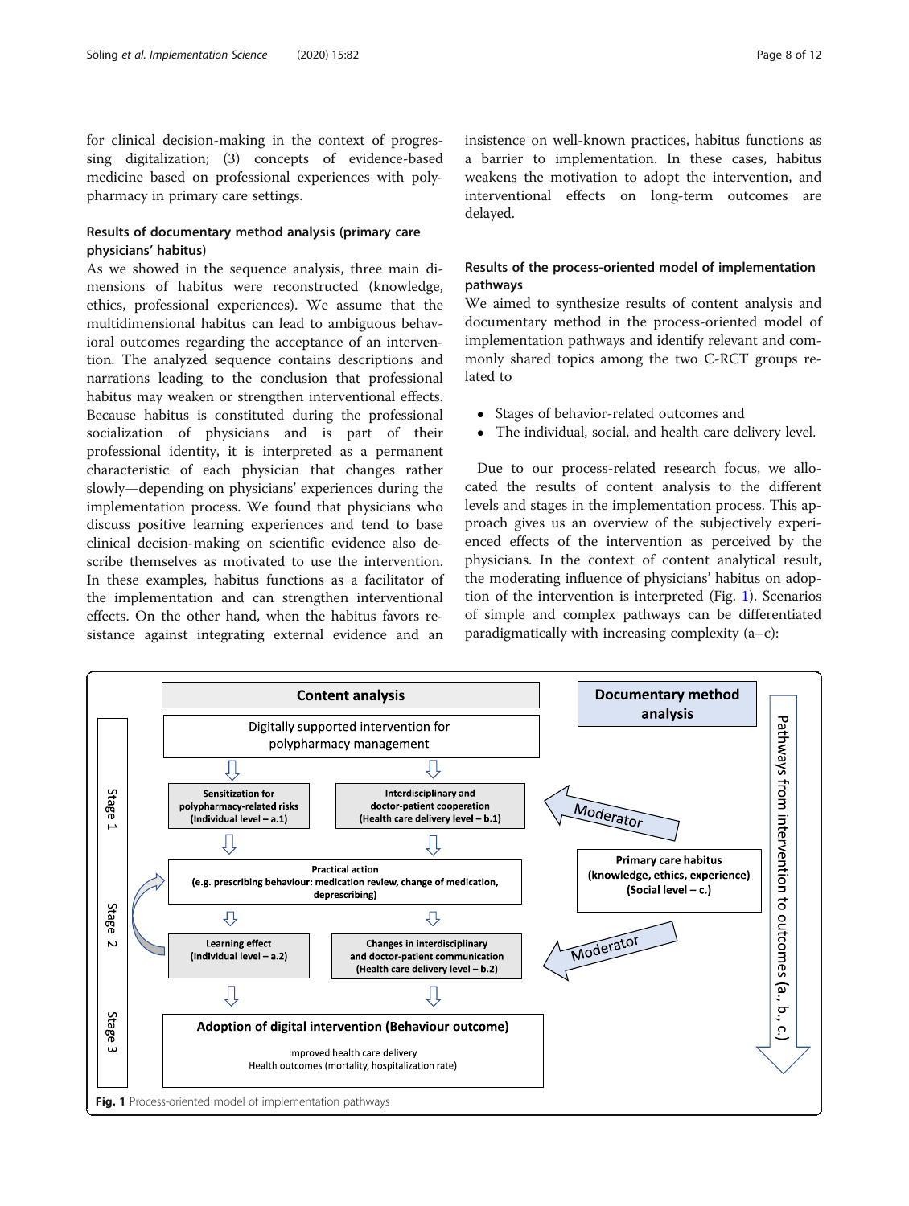for clinical decision-making in the context of progressing digitalization; (3) concepts of evidence-based medicine based on professional experiences with polypharmacy in primary care settings.

### Results of documentary method analysis (primary care physicians' habitus)

As we showed in the sequence analysis, three main dimensions of habitus were reconstructed (knowledge, ethics, professional experiences). We assume that the multidimensional habitus can lead to ambiguous behavioral outcomes regarding the acceptance of an intervention. The analyzed sequence contains descriptions and narrations leading to the conclusion that professional habitus may weaken or strengthen interventional effects. Because habitus is constituted during the professional socialization of physicians and is part of their professional identity, it is interpreted as a permanent characteristic of each physician that changes rather slowly—depending on physicians' experiences during the implementation process. We found that physicians who discuss positive learning experiences and tend to base clinical decision-making on scientific evidence also describe themselves as motivated to use the intervention. In these examples, habitus functions as a facilitator of the implementation and can strengthen interventional effects. On the other hand, when the habitus favors resistance against integrating external evidence and an insistence on well-known practices, habitus functions as a barrier to implementation. In these cases, habitus weakens the motivation to adopt the intervention, and interventional effects on long-term outcomes are delayed.

### Results of the process-oriented model of implementation pathways

We aimed to synthesize results of content analysis and documentary method in the process-oriented model of implementation pathways and identify relevant and commonly shared topics among the two C-RCT groups related to

- Stages of behavior-related outcomes and
- The individual, social, and health care delivery level.

Due to our process-related research focus, we allocated the results of content analysis to the different levels and stages in the implementation process. This approach gives us an overview of the subjectively experienced effects of the intervention as perceived by the physicians. In the context of content analytical result, the moderating influence of physicians' habitus on adoption of the intervention is interpreted (Fig. 1). Scenarios of simple and complex pathways can be differentiated paradigmatically with increasing complexity (a–c):

Content analysis

Documentary method analysis

Digitally supported intervention for polypharmacy management

Stage 1

Sensitization for polypharmacy-related risks (Individual level – a.1)

Interdisciplinary and doctor-patient cooperation (Health care delivery level – b.1)

Moderator

Primary care habitus (knowledge, ethics, experience) (Social level – c.)

Stage 2

Practical action (e.g. prescribing behaviour: medication review, change of medication, deprescribing)

Learning effect (Individual level – a.2)

Changes in interdisciplinary and doctor-patient communication (Health care delivery level – b.2)

Moderator

Stage 3

Adoption of digital intervention (Behaviour outcome)

Improved health care delivery
Health outcomes (mortality, hospitalization rate)

Pathways from intervention to outcomes (a., b., c.)

Fig. 1 Process-oriented model of implementation pathways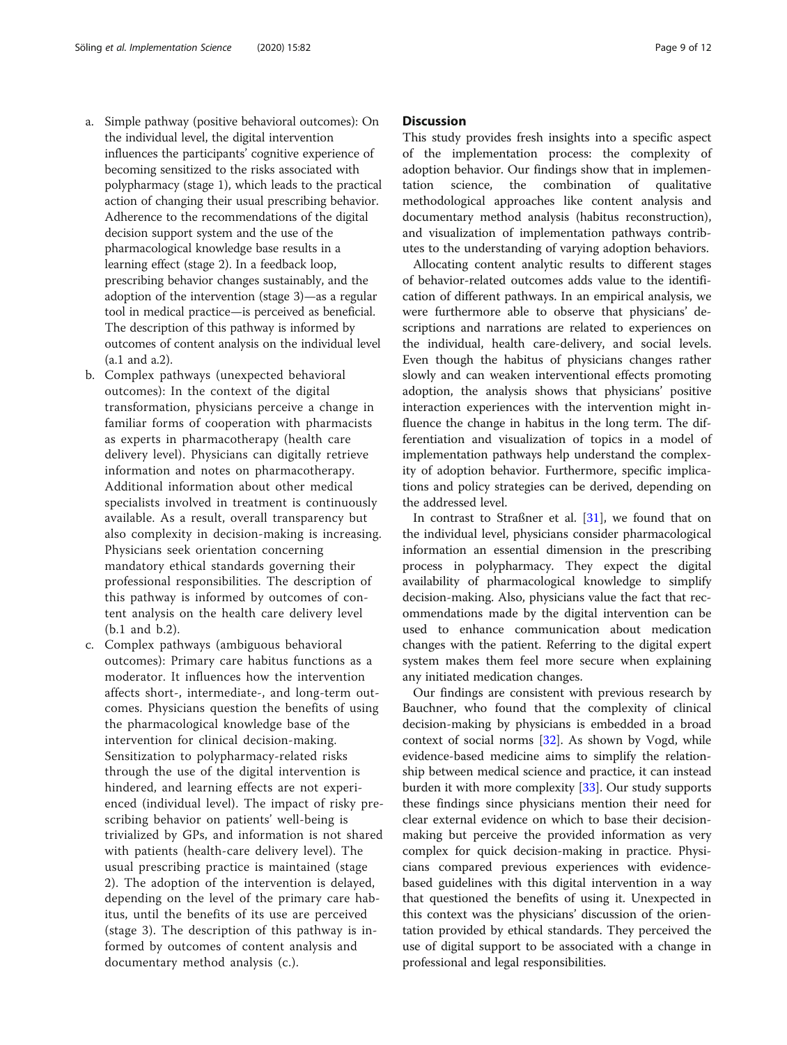a. Simple pathway (positive behavioral outcomes): On the individual level, the digital intervention influences the participants' cognitive experience of becoming sensitized to the risks associated with polypharmacy (stage 1), which leads to the practical action of changing their usual prescribing behavior. Adherence to the recommendations of the digital decision support system and the use of the pharmacological knowledge base results in a learning effect (stage 2). In a feedback loop, prescribing behavior changes sustainably, and the adoption of the intervention (stage 3)—as a regular tool in medical practice—is perceived as beneficial. The description of this pathway is informed by outcomes of content analysis on the individual level (a.1 and a.2).
b. Complex pathways (unexpected behavioral outcomes): In the context of the digital transformation, physicians perceive a change in familiar forms of cooperation with pharmacists as experts in pharmacotherapy (health care delivery level). Physicians can digitally retrieve information and notes on pharmacotherapy. Additional information about other medical specialists involved in treatment is continuously available. As a result, overall transparency but also complexity in decision-making is increasing. Physicians seek orientation concerning mandatory ethical standards governing their professional responsibilities. The description of this pathway is informed by outcomes of content analysis on the health care delivery level (b.1 and b.2).
c. Complex pathways (ambiguous behavioral outcomes): Primary care habitus functions as a moderator. It influences how the intervention affects short-, intermediate-, and long-term outcomes. Physicians question the benefits of using the pharmacological knowledge base of the intervention for clinical decision-making. Sensitization to polypharmacy-related risks through the use of the digital intervention is hindered, and learning effects are not experienced (individual level). The impact of risky prescribing behavior on patients' well-being is trivialized by GPs, and information is not shared with patients (health-care delivery level). The usual prescribing practice is maintained (stage 2). The adoption of the intervention is delayed, depending on the level of the primary care habitus, until the benefits of its use are perceived (stage 3). The description of this pathway is informed by outcomes of content analysis and documentary method analysis (c.).

## Discussion

This study provides fresh insights into a specific aspect of the implementation process: the complexity of adoption behavior. Our findings show that in implementation science, the combination of qualitative methodological approaches like content analysis and documentary method analysis (habitus reconstruction), and visualization of implementation pathways contributes to the understanding of varying adoption behaviors.

Allocating content analytic results to different stages of behavior-related outcomes adds value to the identification of different pathways. In an empirical analysis, we were furthermore able to observe that physicians' descriptions and narrations are related to experiences on the individual, health care-delivery, and social levels. Even though the habitus of physicians changes rather slowly and can weaken interventional effects promoting adoption, the analysis shows that physicians' positive interaction experiences with the intervention might influence the change in habitus in the long term. The differentiation and visualization of topics in a model of implementation pathways help understand the complexity of adoption behavior. Furthermore, specific implications and policy strategies can be derived, depending on the addressed level.

In contrast to Straßner et al. [31], we found that on the individual level, physicians consider pharmacological information an essential dimension in the prescribing process in polypharmacy. They expect the digital availability of pharmacological knowledge to simplify decision-making. Also, physicians value the fact that recommendations made by the digital intervention can be used to enhance communication about medication changes with the patient. Referring to the digital expert system makes them feel more secure when explaining any initiated medication changes.

Our findings are consistent with previous research by Bauchner, who found that the complexity of clinical decision-making by physicians is embedded in a broad context of social norms [32]. As shown by Vogd, while evidence-based medicine aims to simplify the relationship between medical science and practice, it can instead burden it with more complexity [33]. Our study supports these findings since physicians mention their need for clear external evidence on which to base their decision-making but perceive the provided information as very complex for quick decision-making in practice. Physicians compared previous experiences with evidence-based guidelines with this digital intervention in a way that questioned the benefits of using it. Unexpected in this context was the physicians' discussion of the orientation provided by ethical standards. They perceived the use of digital support to be associated with a change in professional and legal responsibilities.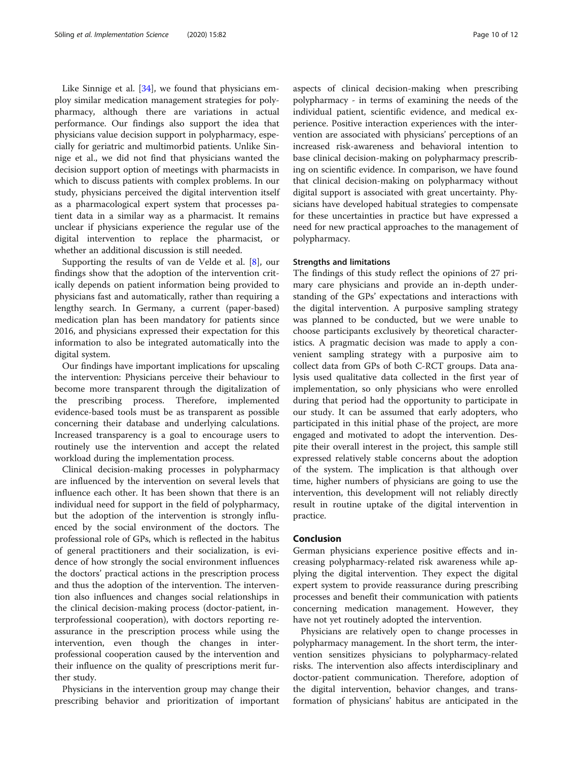Like Sinnige et al. [34], we found that physicians employ similar medication management strategies for polypharmacy, although there are variations in actual performance. Our findings also support the idea that physicians value decision support in polypharmacy, especially for geriatric and multimorbid patients. Unlike Sinnige et al., we did not find that physicians wanted the decision support option of meetings with pharmacists in which to discuss patients with complex problems. In our study, physicians perceived the digital intervention itself as a pharmacological expert system that processes patient data in a similar way as a pharmacist. It remains unclear if physicians experience the regular use of the digital intervention to replace the pharmacist, or whether an additional discussion is still needed.

Supporting the results of van de Velde et al. [8], our findings show that the adoption of the intervention critically depends on patient information being provided to physicians fast and automatically, rather than requiring a lengthy search. In Germany, a current (paper-based) medication plan has been mandatory for patients since 2016, and physicians expressed their expectation for this information to also be integrated automatically into the digital system.

Our findings have important implications for upscaling the intervention: Physicians perceive their behaviour to become more transparent through the digitalization of the prescribing process. Therefore, implemented evidence-based tools must be as transparent as possible concerning their database and underlying calculations. Increased transparency is a goal to encourage users to routinely use the intervention and accept the related workload during the implementation process.

Clinical decision-making processes in polypharmacy are influenced by the intervention on several levels that influence each other. It has been shown that there is an individual need for support in the field of polypharmacy, but the adoption of the intervention is strongly influenced by the social environment of the doctors. The professional role of GPs, which is reflected in the habitus of general practitioners and their socialization, is evidence of how strongly the social environment influences the doctors' practical actions in the prescription process and thus the adoption of the intervention. The intervention also influences and changes social relationships in the clinical decision-making process (doctor-patient, interprofessional cooperation), with doctors reporting reassurance in the prescription process while using the intervention, even though the changes in interprofessional cooperation caused by the intervention and their influence on the quality of prescriptions merit further study.

Physicians in the intervention group may change their prescribing behavior and prioritization of important aspects of clinical decision-making when prescribing polypharmacy - in terms of examining the needs of the individual patient, scientific evidence, and medical experience. Positive interaction experiences with the intervention are associated with physicians' perceptions of an increased risk-awareness and behavioral intention to base clinical decision-making on polypharmacy prescribing on scientific evidence. In comparison, we have found that clinical decision-making on polypharmacy without digital support is associated with great uncertainty. Physicians have developed habitual strategies to compensate for these uncertainties in practice but have expressed a need for new practical approaches to the management of polypharmacy.

### Strengths and limitations

The findings of this study reflect the opinions of 27 primary care physicians and provide an in-depth understanding of the GPs' expectations and interactions with the digital intervention. A purposive sampling strategy was planned to be conducted, but we were unable to choose participants exclusively by theoretical characteristics. A pragmatic decision was made to apply a convenient sampling strategy with a purposive aim to collect data from GPs of both C-RCT groups. Data analysis used qualitative data collected in the first year of implementation, so only physicians who were enrolled during that period had the opportunity to participate in our study. It can be assumed that early adopters, who participated in this initial phase of the project, are more engaged and motivated to adopt the intervention. Despite their overall interest in the project, this sample still expressed relatively stable concerns about the adoption of the system. The implication is that although over time, higher numbers of physicians are going to use the intervention, this development will not reliably directly result in routine uptake of the digital intervention in practice.

## Conclusion

German physicians experience positive effects and increasing polypharmacy-related risk awareness while applying the digital intervention. They expect the digital expert system to provide reassurance during prescribing processes and benefit their communication with patients concerning medication management. However, they have not yet routinely adopted the intervention.

Physicians are relatively open to change processes in polypharmacy management. In the short term, the intervention sensitizes physicians to polypharmacy-related risks. The intervention also affects interdisciplinary and doctor-patient communication. Therefore, adoption of the digital intervention, behavior changes, and transformation of physicians' habitus are anticipated in the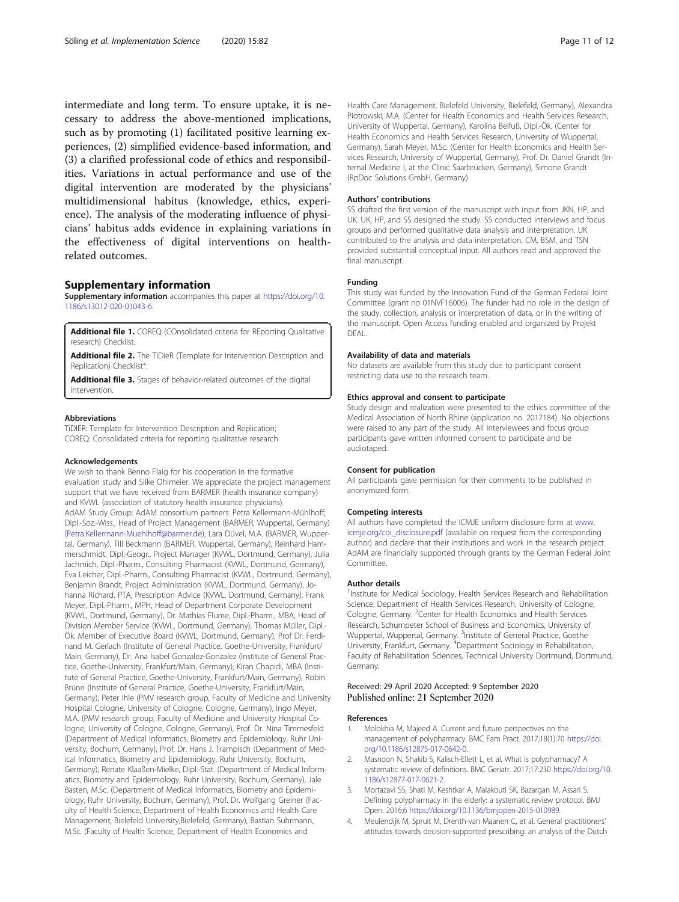intermediate and long term. To ensure uptake, it is necessary to address the above-mentioned implications, such as by promoting (1) facilitated positive learning experiences, (2) simplified evidence-based information, and (3) a clarified professional code of ethics and responsibilities. Variations in actual performance and use of the digital intervention are moderated by the physicians' multidimensional habitus (knowledge, ethics, experience). The analysis of the moderating influence of physicians' habitus adds evidence in explaining variations in the effectiveness of digital interventions on health-related outcomes.

## Supplementary information

**Supplementary information** accompanies this paper at https://doi.org/10.1186/s13012-020-01043-6.

**Additional file 1.** COREQ (COnsolidated criteria for REporting Qualitative research) Checklist.

**Additional file 2.** The TIDieR (Template for Intervention Description and Replication) Checklist*.

**Additional file 3.** Stages of behavior-related outcomes of the digital intervention.

#### Abbreviations

TiDIER: Template for Intervention Description and Replication; COREQ: Consolidated criteria for reporting qualitative research

#### Acknowledgements

We wish to thank Benno Flaig for his cooperation in the formative evaluation study and Silke Ohlmeier. We appreciate the project management support that we have received from BARMER (health insurance company) and KVWL (association of statutory health insurance physicians).
AdAM Study Group: AdAM consortium partners: Petra Kellermann-Mühlhoff, Dipl.-Soz.-Wiss., Head of Project Management (BARMER, Wuppertal, Germany) (Petra.Kellermann-Muehlhoff@barmer.de), Lara Düvel, M.A. (BARMER, Wuppertal, Germany), Till Beckmann (BARMER, Wuppertal, Germany), Reinhard Hammerschmidt, Dipl.-Geogr., Project Manager (KVWL, Dortmund, Germany), Julia Jachmich, Dipl.-Pharm., Consulting Pharmacist (KVWL, Dortmund, Germany), Eva Leicher, Dipl.-Pharm., Consulting Pharmacist (KVWL, Dortmund, Germany), Benjamin Brandt, Project Administration (KVWL, Dortmund, Germany), Johanna Richard, PTA, Prescription Advice (KVWL, Dortmund, Germany), Frank Meyer, Dipl.-Pharm., MPH, Head of Department Corporate Development (KVWL, Dortmund, Germany), Dr. Mathias Flume, Dipl.-Pharm., MBA, Head of Division Member Service (KVWL, Dortmund, Germany), Thomas Müller, Dipl.-Ök. Member of Executive Board (KVWL, Dortmund, Germany), Prof Dr. Ferdinand M. Gerlach (Institute of General Practice, Goethe-University, Frankfurt/Main, Germany), Dr. Ana Isabel Gonzalez-Gonzalez (Institute of General Practice, Goethe-University, Frankfurt/Main, Germany), Kiran Chapidi, MBA (Institute of General Practice, Goethe-University, Frankfurt/Main, Germany), Robin Brünn (Institute of General Practice, Goethe-University, Frankfurt/Main, Germany), Peter Ihle (PMV research group, Faculty of Medicine and University Hospital Cologne, University of Cologne, Cologne, Germany), Ingo Meyer, M.A. (PMV research group, Faculty of Medicine and University Hospital Cologne, University of Cologne, Cologne, Germany), Prof. Dr. Nina Timmesfeld (Department of Medical Informatics, Biometry and Epidemiology, Ruhr University, Bochum, Germany), Prof. Dr. Hans J. Trampisch (Department of Medical Informatics, Biometry and Epidemiology, Ruhr University, Bochum, Germany), Renate Klaaßen-Mielke, Dipl.-Stat. (Department of Medical Informatics, Biometry and Epidemiology, Ruhr University, Bochum, Germany), Jale Basten, M.Sc. (Department of Medical Informatics, Biometry and Epidemiology, Ruhr University, Bochum, Germany), Prof. Dr. Wolfgang Greiner (Faculty of Health Science, Department of Health Economics and Health Care Management, Bielefeld University,Bielefeld, Germany), Bastian Suhrmann, M.Sc. (Faculty of Health Science, Department of Health Economics and Health Care Management, Bielefeld University, Bielefeld, Germany), Alexandra Piotrowski, M.A. (Center for Health Economics and Health Services Research, University of Wuppertal, Germany), Karolina Beifuß, Dipl.-Ök. (Center for Health Economics and Health Services Research, University of Wuppertal, Germany), Sarah Meyer, M.Sc. (Center for Health Economics and Health Services Research, University of Wuppertal, Germany), Prof. Dr. Daniel Grandt (Internal Medicine I, at the Clinic Saarbrücken, Germany), Simone Grandt (RpDoc Solutions GmbH, Germany)

#### Authors' contributions

SS drafted the first version of the manuscript with input from JKN, HP, and UK. UK, HP, and SS designed the study. SS conducted interviews and focus groups and performed qualitative data analysis and interpretation. UK contributed to the analysis and data interpretation. CM, BSM, and TSN provided substantial conceptual input. All authors read and approved the final manuscript.

#### Funding

This study was funded by the Innovation Fund of the German Federal Joint Committee (grant no 01NVF16006). The funder had no role in the design of the study, collection, analysis or interpretation of data, or in the writing of the manuscript. Open Access funding enabled and organized by Projekt DEAL.

#### Availability of data and materials

No datasets are available from this study due to participant consent restricting data use to the research team.

#### Ethics approval and consent to participate

Study design and realization were presented to the ethics committee of the Medical Association of North Rhine (application no. 2017184). No objections were raised to any part of the study. All interviewees and focus group participants gave written informed consent to participate and be audiotaped.

#### Consent for publication

All participants gave permission for their comments to be published in anonymized form.

#### Competing interests

All authors have completed the ICMJE uniform disclosure form at www.icmje.org/coi_disclosure.pdf (available on request from the corresponding author) and declare that their institutions and work in the research project AdAM are financially supported through grants by the German Federal Joint Committee.

#### Author details

[1]Institute for Medical Sociology, Health Services Research and Rehabilitation Science, Department of Health Services Research, University of Cologne, Cologne, Germany. [2]Center for Health Economics and Health Services Research, Schumpeter School of Business and Economics, University of Wuppertal, Wuppertal, Germany. [3]Institute of General Practice, Goethe University, Frankfurt, Germany. [4]Department Sociology in Rehabilitation, Faculty of Rehabilitation Sciences, Technical University Dortmund, Dortmund, Germany.

Received: 29 April 2020 Accepted: 9 September 2020
Published online: 21 September 2020

#### References

1. Molokhia M, Majeed A. Current and future perspectives on the management of polypharmacy. BMC Fam Pract. 2017;18(1):70 https://doi.org/10.1186/s12875-017-0642-0.
2. Masnoon N, Shakib S, Kalisch-Ellett L, et al. What is polypharmacy? A systematic review of definitions. BMC Geriatr. 2017;17:230 https://doi.org/10.1186/s12877-017-0621-2.
3. Mortazavi SS, Shati M, Keshtkar A, Malakouti SK, Bazargan M, Assari S. Defining polypharmacy in the elderly: a systematic review protocol. BMJ Open. 2016;6 https://doi.org/10.1136/bmjopen-2015-010989.
4. Meulendijk M, Spruit M, Drenth-van Maanen C, et al. General practitioners' attitudes towards decision-supported prescribing: an analysis of the Dutch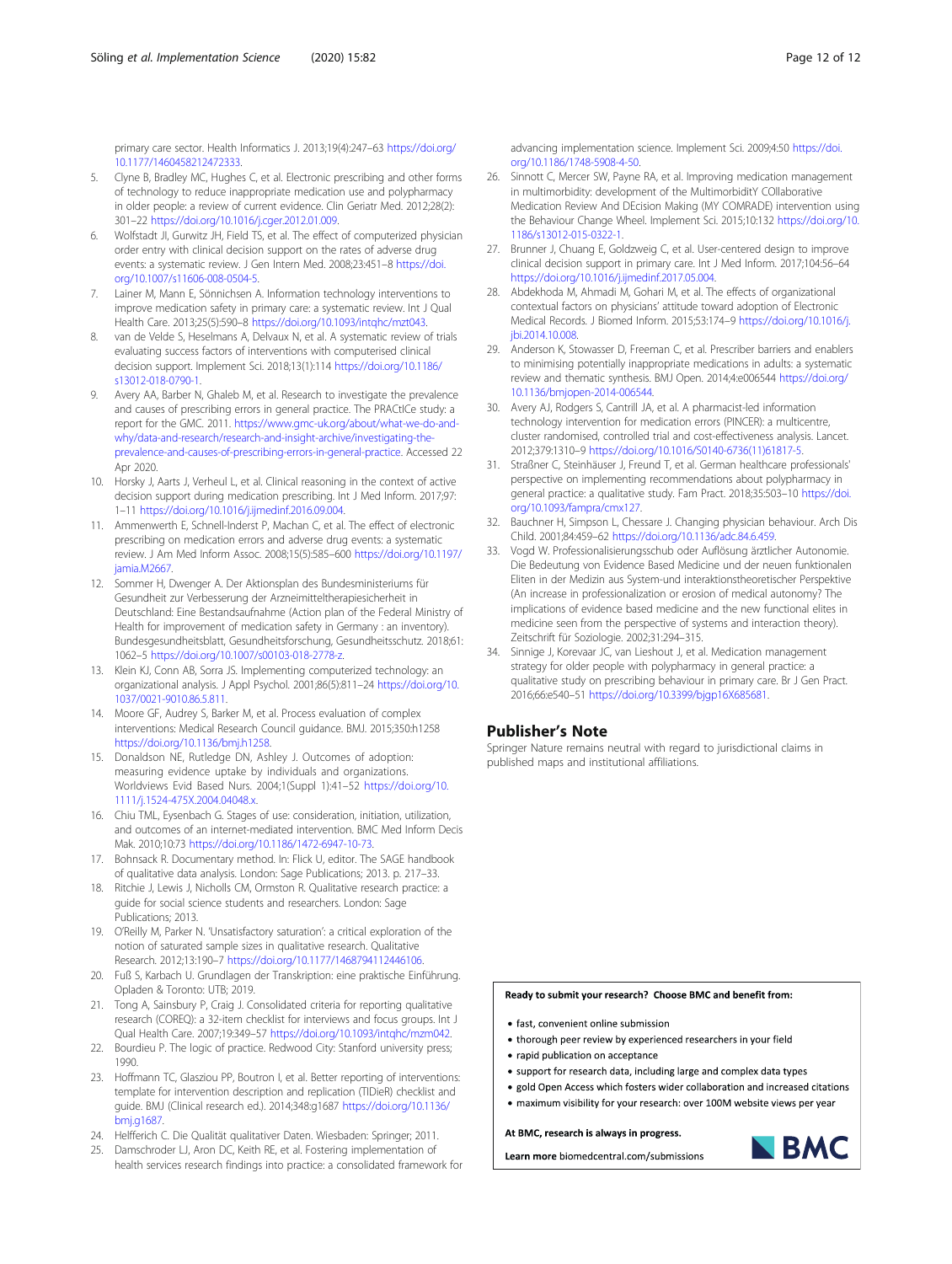primary care sector. Health Informatics J. 2013;19(4):247–63 https://doi.org/10.1177/1460458212472333.

5. Clyne B, Bradley MC, Hughes C, et al. Electronic prescribing and other forms of technology to reduce inappropriate medication use and polypharmacy in older people: a review of current evidence. Clin Geriatr Med. 2012;28(2): 301–22 https://doi.org/10.1016/j.cger.2012.01.009.
6. Wolfstadt JI, Gurwitz JH, Field TS, et al. The effect of computerized physician order entry with clinical decision support on the rates of adverse drug events: a systematic review. J Gen Intern Med. 2008;23:451–8 https://doi.org/10.1007/s11606-008-0504-5.
7. Lainer M, Mann E, Sönnichsen A. Information technology interventions to improve medication safety in primary care: a systematic review. Int J Qual Health Care. 2013;25(5):590–8 https://doi.org/10.1093/intqhc/mzt043.
8. van de Velde S, Heselmans A, Delvaux N, et al. A systematic review of trials evaluating success factors of interventions with computerised clinical decision support. Implement Sci. 2018;13(1):114 https://doi.org/10.1186/s13012-018-0790-1.
9. Avery AA, Barber N, Ghaleb M, et al. Research to investigate the prevalence and causes of prescribing errors in general practice. The PRACtICe study: a report for the GMC. 2011. https://www.gmc-uk.org/about/what-we-do-and-why/data-and-research/research-and-insight-archive/investigating-the-prevalence-and-causes-of-prescribing-errors-in-general-practice. Accessed 22 Apr 2020.
10. Horsky J, Aarts J, Verheul L, et al. Clinical reasoning in the context of active decision support during medication prescribing. Int J Med Inform. 2017;97: 1–11 https://doi.org/10.1016/j.ijmedinf.2016.09.004.
11. Ammenwerth E, Schnell-Inderst P, Machan C, et al. The effect of electronic prescribing on medication errors and adverse drug events: a systematic review. J Am Med Inform Assoc. 2008;15(5):585–600 https://doi.org/10.1197/jamia.M2667.
12. Sommer H, Dwenger A. Der Aktionsplan des Bundesministeriums für Gesundheit zur Verbesserung der Arzneimitteltherapiesicherheit in Deutschland: Eine Bestandsaufnahme (Action plan of the Federal Ministry of Health for improvement of medication safety in Germany : an inventory). Bundesgesundheitsblatt, Gesundheitsforschung, Gesundheitsschutz. 2018;61: 1062–5 https://doi.org/10.1007/s00103-018-2778-z.
13. Klein KJ, Conn AB, Sorra JS. Implementing computerized technology: an organizational analysis. J Appl Psychol. 2001;86(5):811–24 https://doi.org/10.1037/0021-9010.86.5.811.
14. Moore GF, Audrey S, Barker M, et al. Process evaluation of complex interventions: Medical Research Council guidance. BMJ. 2015;350:h1258 https://doi.org/10.1136/bmj.h1258.
15. Donaldson NE, Rutledge DN, Ashley J. Outcomes of adoption: measuring evidence uptake by individuals and organizations. Worldviews Evid Based Nurs. 2004;1(Suppl 1):41–52 https://doi.org/10.1111/j.1524-475X.2004.04048.x.
16. Chiu TML, Eysenbach G. Stages of use: consideration, initiation, utilization, and outcomes of an internet-mediated intervention. BMC Med Inform Decis Mak. 2010;10:73 https://doi.org/10.1186/1472-6947-10-73.
17. Bohnsack R. Documentary method. In: Flick U, editor. The SAGE handbook of qualitative data analysis. London: Sage Publications; 2013. p. 217–33.
18. Ritchie J, Lewis J, Nicholls CM, Ormston R. Qualitative research practice: a guide for social science students and researchers. London: Sage Publications; 2013.
19. O'Reilly M, Parker N. 'Unsatisfactory saturation': a critical exploration of the notion of saturated sample sizes in qualitative research. Qualitative Research. 2012;13:190–7 https://doi.org/10.1177/1468794112446106.
20. Fuß S, Karbach U. Grundlagen der Transkription: eine praktische Einführung. Opladen & Toronto: UTB; 2019.
21. Tong A, Sainsbury P, Craig J. Consolidated criteria for reporting qualitative research (COREQ): a 32-item checklist for interviews and focus groups. Int J Qual Health Care. 2007;19:349–57 https://doi.org/10.1093/intqhc/mzm042.
22. Bourdieu P. The logic of practice. Redwood City: Stanford university press; 1990.
23. Hoffmann TC, Glasziou PP, Boutron I, et al. Better reporting of interventions: template for intervention description and replication (TIDieR) checklist and guide. BMJ (Clinical research ed.). 2014;348:g1687 https://doi.org/10.1136/bmj.g1687.
24. Helfferich C. Die Qualität qualitativer Daten. Wiesbaden: Springer; 2011.
25. Damschroder LJ, Aron DC, Keith RE, et al. Fostering implementation of health services research findings into practice: a consolidated framework for advancing implementation science. Implement Sci. 2009;4:50 https://doi.org/10.1186/1748-5908-4-50.
26. Sinnott C, Mercer SW, Payne RA, et al. Improving medication management in multimorbidity: development of the MultimorbiditY COllaborative Medication Review And DEcision Making (MY COMRADE) intervention using the Behaviour Change Wheel. Implement Sci. 2015;10:132 https://doi.org/10.1186/s13012-015-0322-1.
27. Brunner J, Chuang E, Goldzweig C, et al. User-centered design to improve clinical decision support in primary care. Int J Med Inform. 2017;104:56–64 https://doi.org/10.1016/j.ijmedinf.2017.05.004.
28. Abdekhoda M, Ahmadi M, Gohari M, et al. The effects of organizational contextual factors on physicians' attitude toward adoption of Electronic Medical Records. J Biomed Inform. 2015;53:174–9 https://doi.org/10.1016/j.jbi.2014.10.008.
29. Anderson K, Stowasser D, Freeman C, et al. Prescriber barriers and enablers to minimising potentially inappropriate medications in adults: a systematic review and thematic synthesis. BMJ Open. 2014;4:e006544 https://doi.org/10.1136/bmjopen-2014-006544.
30. Avery AJ, Rodgers S, Cantrill JA, et al. A pharmacist-led information technology intervention for medication errors (PINCER): a multicentre, cluster randomised, controlled trial and cost-effectiveness analysis. Lancet. 2012;379:1310–9 https://doi.org/10.1016/S0140-6736(11)61817-5.
31. Straßner C, Steinhäuser J, Freund T, et al. German healthcare professionals' perspective on implementing recommendations about polypharmacy in general practice: a qualitative study. Fam Pract. 2018;35:503–10 https://doi.org/10.1093/fampra/cmx127.
32. Bauchner H, Simpson L, Chessare J. Changing physician behaviour. Arch Dis Child. 2001;84:459–62 https://doi.org/10.1136/adc.84.6.459.
33. Vogd W. Professionalisierungsschub oder Auflösung ärztlicher Autonomie. Die Bedeutung von Evidence Based Medicine und der neuen funktionalen Eliten in der Medizin aus System-und interaktionstheoretischer Perspektive (An increase in professionalization or erosion of medical autonomy? The implications of evidence based medicine and the new functional elites in medicine seen from the perspective of systems and interaction theory). Zeitschrift für Soziologie. 2002;31:294–315.
34. Sinnige J, Korevaar JC, van Lieshout J, et al. Medication management strategy for older people with polypharmacy in general practice: a qualitative study on prescribing behaviour in primary care. Br J Gen Pract. 2016;66:e540–51 https://doi.org/10.3399/bjgp16X685681.

## Publisher's Note

Springer Nature remains neutral with regard to jurisdictional claims in published maps and institutional affiliations.

**Ready to submit your research? Choose BMC and benefit from:**

- fast, convenient online submission
- thorough peer review by experienced researchers in your field
- rapid publication on acceptance
- support for research data, including large and complex data types
- gold Open Access which fosters wider collaboration and increased citations
- maximum visibility for your research: over 100M website views per year

**At BMC, research is always in progress.**

**Learn more** biomedcentral.com/submissions

BMC